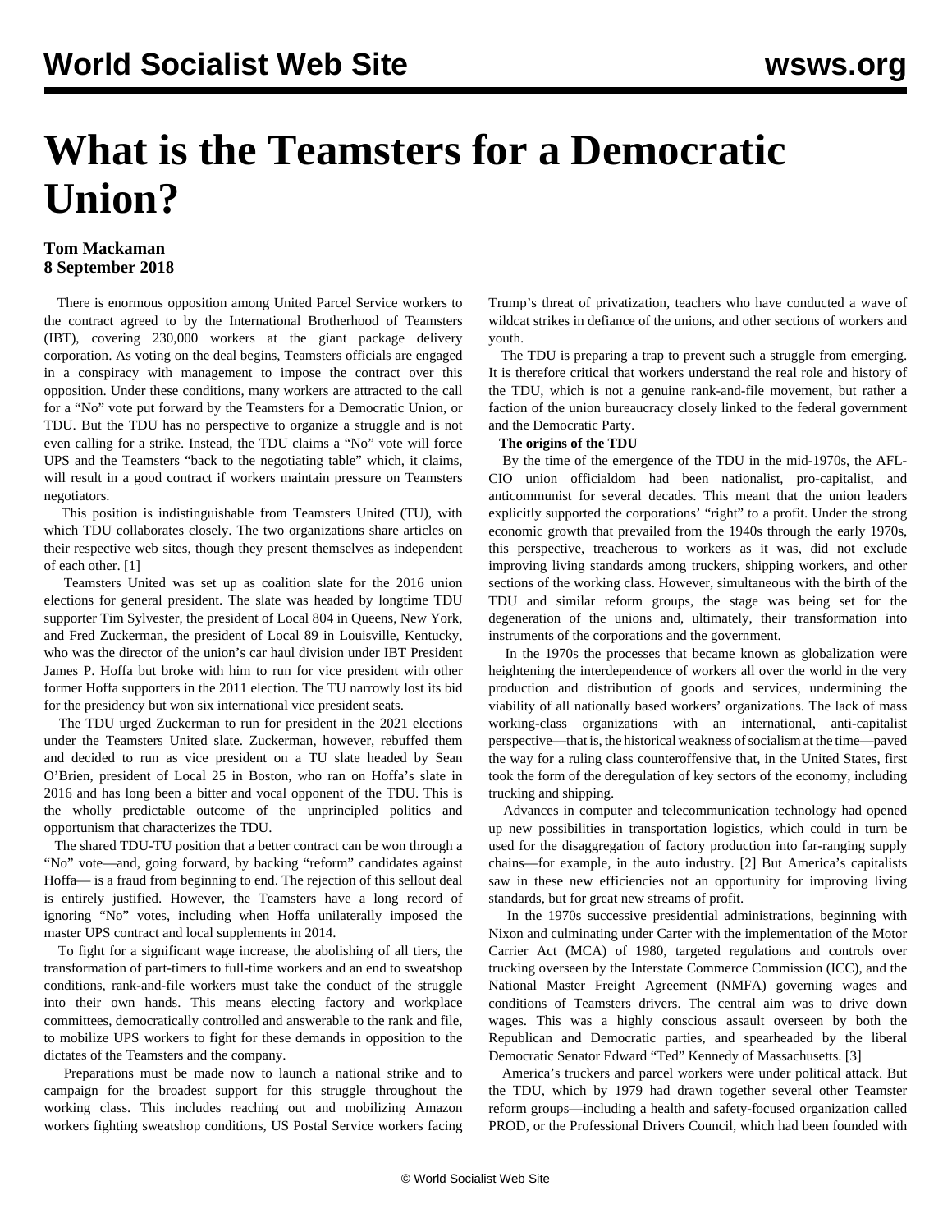# What is the Teamsters for a Democratic Union?

**Tom Mackaman**
**8 September 2018**

There is enormous opposition among United Parcel Service workers to the contract agreed to by the International Brotherhood of Teamsters (IBT), covering 230,000 workers at the giant package delivery corporation. As voting on the deal begins, Teamsters officials are engaged in a conspiracy with management to impose the contract over this opposition. Under these conditions, many workers are attracted to the call for a "No" vote put forward by the Teamsters for a Democratic Union, or TDU. But the TDU has no perspective to organize a struggle and is not even calling for a strike. Instead, the TDU claims a "No" vote will force UPS and the Teamsters "back to the negotiating table" which, it claims, will result in a good contract if workers maintain pressure on Teamsters negotiators.

This position is indistinguishable from Teamsters United (TU), with which TDU collaborates closely. The two organizations share articles on their respective web sites, though they present themselves as independent of each other. [1]

Teamsters United was set up as coalition slate for the 2016 union elections for general president. The slate was headed by longtime TDU supporter Tim Sylvester, the president of Local 804 in Queens, New York, and Fred Zuckerman, the president of Local 89 in Louisville, Kentucky, who was the director of the union's car haul division under IBT President James P. Hoffa but broke with him to run for vice president with other former Hoffa supporters in the 2011 election. The TU narrowly lost its bid for the presidency but won six international vice president seats.

The TDU urged Zuckerman to run for president in the 2021 elections under the Teamsters United slate. Zuckerman, however, rebuffed them and decided to run as vice president on a TU slate headed by Sean O'Brien, president of Local 25 in Boston, who ran on Hoffa's slate in 2016 and has long been a bitter and vocal opponent of the TDU. This is the wholly predictable outcome of the unprincipled politics and opportunism that characterizes the TDU.

The shared TDU-TU position that a better contract can be won through a "No" vote—and, going forward, by backing "reform" candidates against Hoffa— is a fraud from beginning to end. The rejection of this sellout deal is entirely justified. However, the Teamsters have a long record of ignoring "No" votes, including when Hoffa unilaterally imposed the master UPS contract and local supplements in 2014.

To fight for a significant wage increase, the abolishing of all tiers, the transformation of part-timers to full-time workers and an end to sweatshop conditions, rank-and-file workers must take the conduct of the struggle into their own hands. This means electing factory and workplace committees, democratically controlled and answerable to the rank and file, to mobilize UPS workers to fight for these demands in opposition to the dictates of the Teamsters and the company.

Preparations must be made now to launch a national strike and to campaign for the broadest support for this struggle throughout the working class. This includes reaching out and mobilizing Amazon workers fighting sweatshop conditions, US Postal Service workers facing Trump's threat of privatization, teachers who have conducted a wave of wildcat strikes in defiance of the unions, and other sections of workers and youth.

The TDU is preparing a trap to prevent such a struggle from emerging. It is therefore critical that workers understand the real role and history of the TDU, which is not a genuine rank-and-file movement, but rather a faction of the union bureaucracy closely linked to the federal government and the Democratic Party.

**The origins of the TDU**

By the time of the emergence of the TDU in the mid-1970s, the AFL-CIO union officialdom had been nationalist, pro-capitalist, and anticommunist for several decades. This meant that the union leaders explicitly supported the corporations' "right" to a profit. Under the strong economic growth that prevailed from the 1940s through the early 1970s, this perspective, treacherous to workers as it was, did not exclude improving living standards among truckers, shipping workers, and other sections of the working class. However, simultaneous with the birth of the TDU and similar reform groups, the stage was being set for the degeneration of the unions and, ultimately, their transformation into instruments of the corporations and the government.

In the 1970s the processes that became known as globalization were heightening the interdependence of workers all over the world in the very production and distribution of goods and services, undermining the viability of all nationally based workers' organizations. The lack of mass working-class organizations with an international, anti-capitalist perspective—that is, the historical weakness of socialism at the time—paved the way for a ruling class counteroffensive that, in the United States, first took the form of the deregulation of key sectors of the economy, including trucking and shipping.

Advances in computer and telecommunication technology had opened up new possibilities in transportation logistics, which could in turn be used for the disaggregation of factory production into far-ranging supply chains—for example, in the auto industry. [2] But America's capitalists saw in these new efficiencies not an opportunity for improving living standards, but for great new streams of profit.

In the 1970s successive presidential administrations, beginning with Nixon and culminating under Carter with the implementation of the Motor Carrier Act (MCA) of 1980, targeted regulations and controls over trucking overseen by the Interstate Commerce Commission (ICC), and the National Master Freight Agreement (NMFA) governing wages and conditions of Teamsters drivers. The central aim was to drive down wages. This was a highly conscious assault overseen by both the Republican and Democratic parties, and spearheaded by the liberal Democratic Senator Edward "Ted" Kennedy of Massachusetts. [3]

America's truckers and parcel workers were under political attack. But the TDU, which by 1979 had drawn together several other Teamster reform groups—including a health and safety-focused organization called PROD, or the Professional Drivers Council, which had been founded with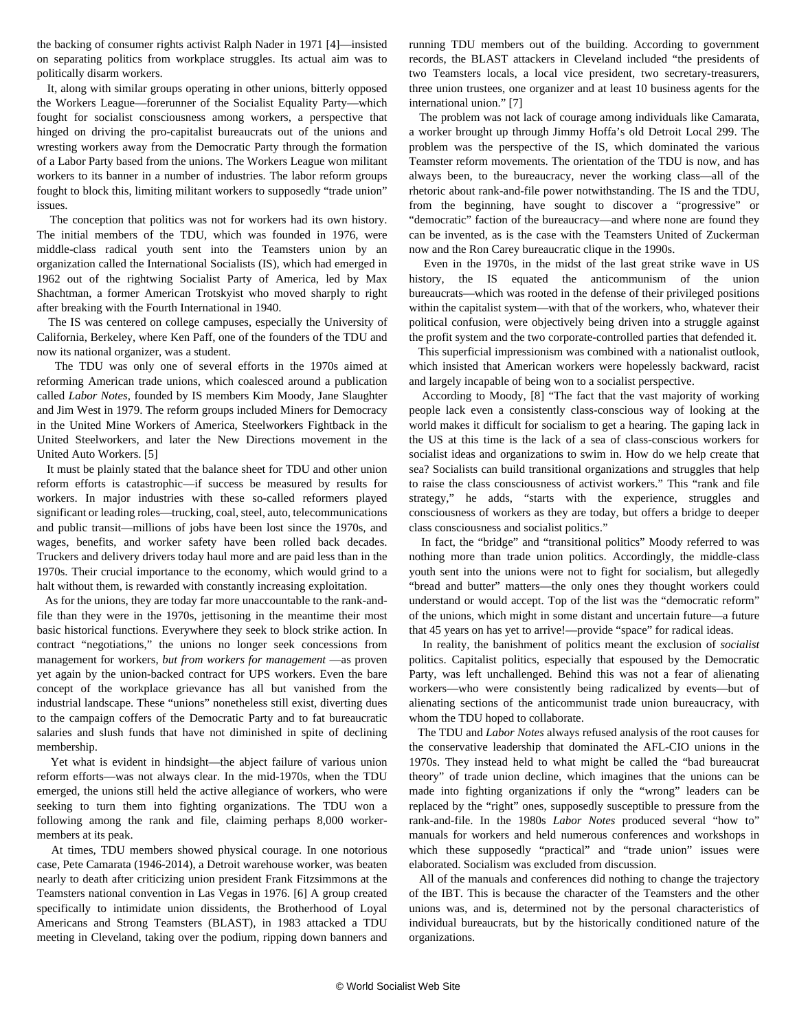the backing of consumer rights activist Ralph Nader in 1971 [4]—insisted on separating politics from workplace struggles. Its actual aim was to politically disarm workers.

It, along with similar groups operating in other unions, bitterly opposed the Workers League—forerunner of the Socialist Equality Party—which fought for socialist consciousness among workers, a perspective that hinged on driving the pro-capitalist bureaucrats out of the unions and wresting workers away from the Democratic Party through the formation of a Labor Party based from the unions. The Workers League won militant workers to its banner in a number of industries. The labor reform groups fought to block this, limiting militant workers to supposedly "trade union" issues.

The conception that politics was not for workers had its own history. The initial members of the TDU, which was founded in 1976, were middle-class radical youth sent into the Teamsters union by an organization called the International Socialists (IS), which had emerged in 1962 out of the rightwing Socialist Party of America, led by Max Shachtman, a former American Trotskyist who moved sharply to right after breaking with the Fourth International in 1940.

The IS was centered on college campuses, especially the University of California, Berkeley, where Ken Paff, one of the founders of the TDU and now its national organizer, was a student.

The TDU was only one of several efforts in the 1970s aimed at reforming American trade unions, which coalesced around a publication called *Labor Notes*, founded by IS members Kim Moody, Jane Slaughter and Jim West in 1979. The reform groups included Miners for Democracy in the United Mine Workers of America, Steelworkers Fightback in the United Steelworkers, and later the New Directions movement in the United Auto Workers. [5]

It must be plainly stated that the balance sheet for TDU and other union reform efforts is catastrophic—if success be measured by results for workers. In major industries with these so-called reformers played significant or leading roles—trucking, coal, steel, auto, telecommunications and public transit—millions of jobs have been lost since the 1970s, and wages, benefits, and worker safety have been rolled back decades. Truckers and delivery drivers today haul more and are paid less than in the 1970s. Their crucial importance to the economy, which would grind to a halt without them, is rewarded with constantly increasing exploitation.

As for the unions, they are today far more unaccountable to the rank-and-file than they were in the 1970s, jettisoning in the meantime their most basic historical functions. Everywhere they seek to block strike action. In contract "negotiations," the unions no longer seek concessions from management for workers, *but from workers for management* —as proven yet again by the union-backed contract for UPS workers. Even the bare concept of the workplace grievance has all but vanished from the industrial landscape. These "unions" nonetheless still exist, diverting dues to the campaign coffers of the Democratic Party and to fat bureaucratic salaries and slush funds that have not diminished in spite of declining membership.

Yet what is evident in hindsight—the abject failure of various union reform efforts—was not always clear. In the mid-1970s, when the TDU emerged, the unions still held the active allegiance of workers, who were seeking to turn them into fighting organizations. The TDU won a following among the rank and file, claiming perhaps 8,000 worker-members at its peak.

At times, TDU members showed physical courage. In one notorious case, Pete Camarata (1946-2014), a Detroit warehouse worker, was beaten nearly to death after criticizing union president Frank Fitzsimmons at the Teamsters national convention in Las Vegas in 1976. [6] A group created specifically to intimidate union dissidents, the Brotherhood of Loyal Americans and Strong Teamsters (BLAST), in 1983 attacked a TDU meeting in Cleveland, taking over the podium, ripping down banners and running TDU members out of the building. According to government records, the BLAST attackers in Cleveland included "the presidents of two Teamsters locals, a local vice president, two secretary-treasurers, three union trustees, one organizer and at least 10 business agents for the international union." [7]

The problem was not lack of courage among individuals like Camarata, a worker brought up through Jimmy Hoffa's old Detroit Local 299. The problem was the perspective of the IS, which dominated the various Teamster reform movements. The orientation of the TDU is now, and has always been, to the bureaucracy, never the working class—all of the rhetoric about rank-and-file power notwithstanding. The IS and the TDU, from the beginning, have sought to discover a "progressive" or "democratic" faction of the bureaucracy—and where none are found they can be invented, as is the case with the Teamsters United of Zuckerman now and the Ron Carey bureaucratic clique in the 1990s.

Even in the 1970s, in the midst of the last great strike wave in US history, the IS equated the anticommunism of the union bureaucrats—which was rooted in the defense of their privileged positions within the capitalist system—with that of the workers, who, whatever their political confusion, were objectively being driven into a struggle against the profit system and the two corporate-controlled parties that defended it.

This superficial impressionism was combined with a nationalist outlook, which insisted that American workers were hopelessly backward, racist and largely incapable of being won to a socialist perspective.

According to Moody, [8] "The fact that the vast majority of working people lack even a consistently class-conscious way of looking at the world makes it difficult for socialism to get a hearing. The gaping lack in the US at this time is the lack of a sea of class-conscious workers for socialist ideas and organizations to swim in. How do we help create that sea? Socialists can build transitional organizations and struggles that help to raise the class consciousness of activist workers." This "rank and file strategy," he adds, "starts with the experience, struggles and consciousness of workers as they are today, but offers a bridge to deeper class consciousness and socialist politics."

In fact, the "bridge" and "transitional politics" Moody referred to was nothing more than trade union politics. Accordingly, the middle-class youth sent into the unions were not to fight for socialism, but allegedly "bread and butter" matters—the only ones they thought workers could understand or would accept. Top of the list was the "democratic reform" of the unions, which might in some distant and uncertain future—a future that 45 years on has yet to arrive!—provide "space" for radical ideas.

In reality, the banishment of politics meant the exclusion of *socialist* politics. Capitalist politics, especially that espoused by the Democratic Party, was left unchallenged. Behind this was not a fear of alienating workers—who were consistently being radicalized by events—but of alienating sections of the anticommunist trade union bureaucracy, with whom the TDU hoped to collaborate.

The TDU and *Labor Notes* always refused analysis of the root causes for the conservative leadership that dominated the AFL-CIO unions in the 1970s. They instead held to what might be called the "bad bureaucrat theory" of trade union decline, which imagines that the unions can be made into fighting organizations if only the "wrong" leaders can be replaced by the "right" ones, supposedly susceptible to pressure from the rank-and-file. In the 1980s *Labor Notes* produced several "how to" manuals for workers and held numerous conferences and workshops in which these supposedly "practical" and "trade union" issues were elaborated. Socialism was excluded from discussion.

All of the manuals and conferences did nothing to change the trajectory of the IBT. This is because the character of the Teamsters and the other unions was, and is, determined not by the personal characteristics of individual bureaucrats, but by the historically conditioned nature of the organizations.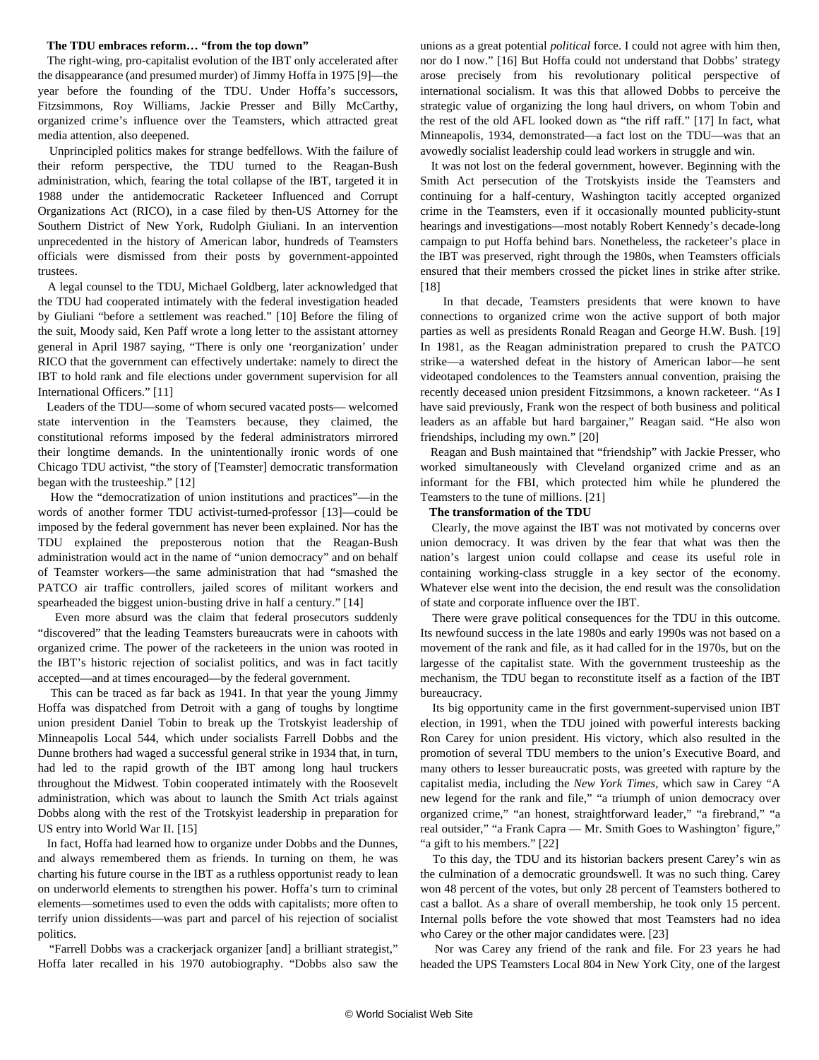**The TDU embraces reform… “from the top down”**

The right-wing, pro-capitalist evolution of the IBT only accelerated after the disappearance (and presumed murder) of Jimmy Hoffa in 1975 [9]—the year before the founding of the TDU. Under Hoffa’s successors, Fitzsimmons, Roy Williams, Jackie Presser and Billy McCarthy, organized crime’s influence over the Teamsters, which attracted great media attention, also deepened.

Unprincipled politics makes for strange bedfellows. With the failure of their reform perspective, the TDU turned to the Reagan-Bush administration, which, fearing the total collapse of the IBT, targeted it in 1988 under the antidemocratic Racketeer Influenced and Corrupt Organizations Act (RICO), in a case filed by then-US Attorney for the Southern District of New York, Rudolph Giuliani. In an intervention unprecedented in the history of American labor, hundreds of Teamsters officials were dismissed from their posts by government-appointed trustees.

A legal counsel to the TDU, Michael Goldberg, later acknowledged that the TDU had cooperated intimately with the federal investigation headed by Giuliani “before a settlement was reached.” [10] Before the filing of the suit, Moody said, Ken Paff wrote a long letter to the assistant attorney general in April 1987 saying, “There is only one ‘reorganization’ under RICO that the government can effectively undertake: namely to direct the IBT to hold rank and file elections under government supervision for all International Officers.” [11]

Leaders of the TDU—some of whom secured vacated posts— welcomed state intervention in the Teamsters because, they claimed, the constitutional reforms imposed by the federal administrators mirrored their longtime demands. In the unintentionally ironic words of one Chicago TDU activist, “the story of [Teamster] democratic transformation began with the trusteeship.” [12]

How the “democratization of union institutions and practices”—in the words of another former TDU activist-turned-professor [13]—could be imposed by the federal government has never been explained. Nor has the TDU explained the preposterous notion that the Reagan-Bush administration would act in the name of “union democracy” and on behalf of Teamster workers—the same administration that had “smashed the PATCO air traffic controllers, jailed scores of militant workers and spearheaded the biggest union-busting drive in half a century.” [14]

Even more absurd was the claim that federal prosecutors suddenly “discovered” that the leading Teamsters bureaucrats were in cahoots with organized crime. The power of the racketeers in the union was rooted in the IBT’s historic rejection of socialist politics, and was in fact tacitly accepted—and at times encouraged—by the federal government.

This can be traced as far back as 1941. In that year the young Jimmy Hoffa was dispatched from Detroit with a gang of toughs by longtime union president Daniel Tobin to break up the Trotskyist leadership of Minneapolis Local 544, which under socialists Farrell Dobbs and the Dunne brothers had waged a successful general strike in 1934 that, in turn, had led to the rapid growth of the IBT among long haul truckers throughout the Midwest. Tobin cooperated intimately with the Roosevelt administration, which was about to launch the Smith Act trials against Dobbs along with the rest of the Trotskyist leadership in preparation for US entry into World War II. [15]

In fact, Hoffa had learned how to organize under Dobbs and the Dunnes, and always remembered them as friends. In turning on them, he was charting his future course in the IBT as a ruthless opportunist ready to lean on underworld elements to strengthen his power. Hoffa’s turn to criminal elements—sometimes used to even the odds with capitalists; more often to terrify union dissidents—was part and parcel of his rejection of socialist politics.

“Farrell Dobbs was a crackerjack organizer [and] a brilliant strategist,” Hoffa later recalled in his 1970 autobiography. “Dobbs also saw the unions as a great potential *political* force. I could not agree with him then, nor do I now.” [16] But Hoffa could not understand that Dobbs’ strategy arose precisely from his revolutionary political perspective of international socialism. It was this that allowed Dobbs to perceive the strategic value of organizing the long haul drivers, on whom Tobin and the rest of the old AFL looked down as “the riff raff.” [17] In fact, what Minneapolis, 1934, demonstrated—a fact lost on the TDU—was that an avowedly socialist leadership could lead workers in struggle and win.

It was not lost on the federal government, however. Beginning with the Smith Act persecution of the Trotskyists inside the Teamsters and continuing for a half-century, Washington tacitly accepted organized crime in the Teamsters, even if it occasionally mounted publicity-stunt hearings and investigations—most notably Robert Kennedy’s decade-long campaign to put Hoffa behind bars. Nonetheless, the racketeer’s place in the IBT was preserved, right through the 1980s, when Teamsters officials ensured that their members crossed the picket lines in strike after strike. [18]

In that decade, Teamsters presidents that were known to have connections to organized crime won the active support of both major parties as well as presidents Ronald Reagan and George H.W. Bush. [19] In 1981, as the Reagan administration prepared to crush the PATCO strike—a watershed defeat in the history of American labor—he sent videotaped condolences to the Teamsters annual convention, praising the recently deceased union president Fitzsimmons, a known racketeer. “As I have said previously, Frank won the respect of both business and political leaders as an affable but hard bargainer,” Reagan said. “He also won friendships, including my own.” [20]

Reagan and Bush maintained that “friendship” with Jackie Presser, who worked simultaneously with Cleveland organized crime and as an informant for the FBI, which protected him while he plundered the Teamsters to the tune of millions. [21]

**The transformation of the TDU**

Clearly, the move against the IBT was not motivated by concerns over union democracy. It was driven by the fear that what was then the nation’s largest union could collapse and cease its useful role in containing working-class struggle in a key sector of the economy. Whatever else went into the decision, the end result was the consolidation of state and corporate influence over the IBT.

There were grave political consequences for the TDU in this outcome. Its newfound success in the late 1980s and early 1990s was not based on a movement of the rank and file, as it had called for in the 1970s, but on the largesse of the capitalist state. With the government trusteeship as the mechanism, the TDU began to reconstitute itself as a faction of the IBT bureaucracy.

Its big opportunity came in the first government-supervised union IBT election, in 1991, when the TDU joined with powerful interests backing Ron Carey for union president. His victory, which also resulted in the promotion of several TDU members to the union’s Executive Board, and many others to lesser bureaucratic posts, was greeted with rapture by the capitalist media, including the *New York Times*, which saw in Carey “A new legend for the rank and file,” “a triumph of union democracy over organized crime,” “an honest, straightforward leader,” “a firebrand,” “a real outsider,” “a Frank Capra — Mr. Smith Goes to Washington’ figure,” “a gift to his members.” [22]

To this day, the TDU and its historian backers present Carey’s win as the culmination of a democratic groundswell. It was no such thing. Carey won 48 percent of the votes, but only 28 percent of Teamsters bothered to cast a ballot. As a share of overall membership, he took only 15 percent. Internal polls before the vote showed that most Teamsters had no idea who Carey or the other major candidates were. [23]

Nor was Carey any friend of the rank and file. For 23 years he had headed the UPS Teamsters Local 804 in New York City, one of the largest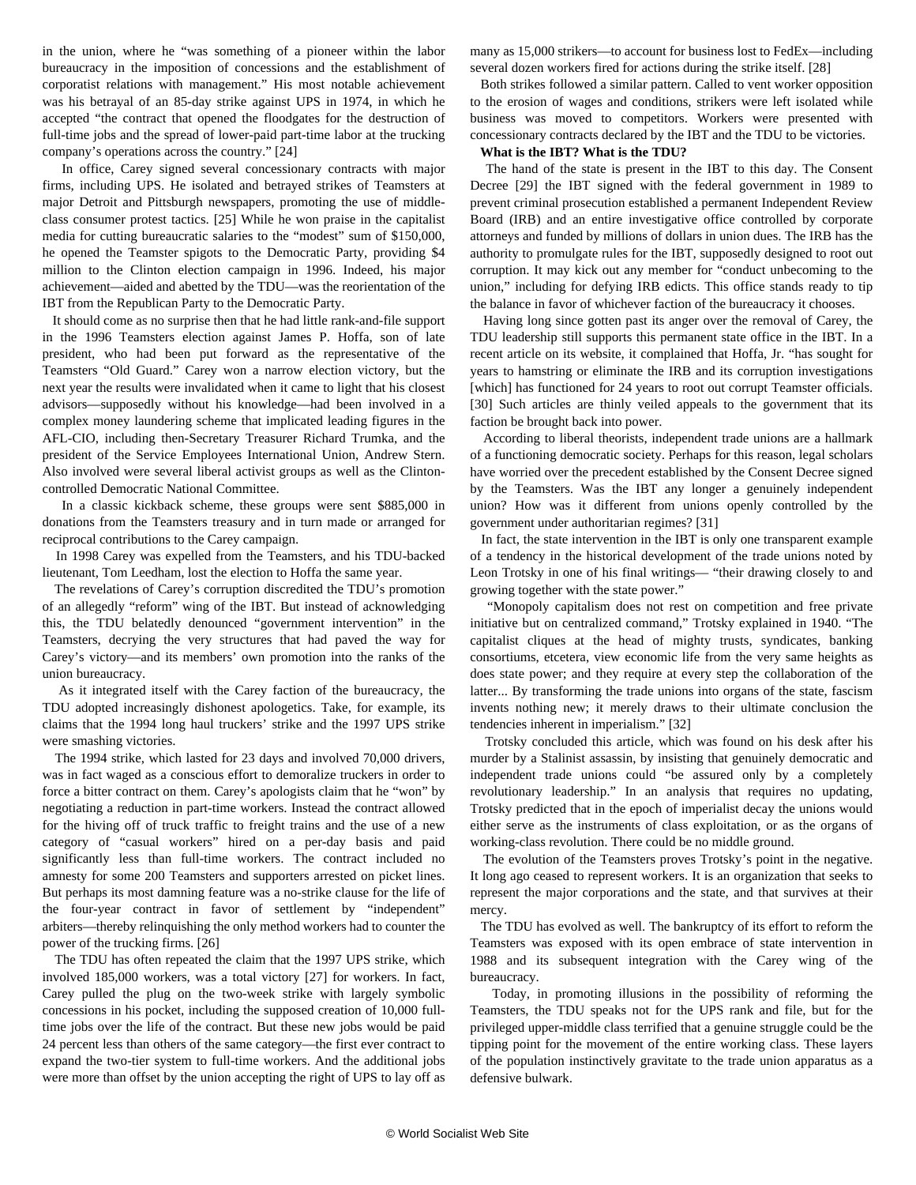in the union, where he "was something of a pioneer within the labor bureaucracy in the imposition of concessions and the establishment of corporatist relations with management." His most notable achievement was his betrayal of an 85-day strike against UPS in 1974, in which he accepted "the contract that opened the floodgates for the destruction of full-time jobs and the spread of lower-paid part-time labor at the trucking company's operations across the country." [24]

In office, Carey signed several concessionary contracts with major firms, including UPS. He isolated and betrayed strikes of Teamsters at major Detroit and Pittsburgh newspapers, promoting the use of middle-class consumer protest tactics. [25] While he won praise in the capitalist media for cutting bureaucratic salaries to the "modest" sum of $150,000, he opened the Teamster spigots to the Democratic Party, providing $4 million to the Clinton election campaign in 1996. Indeed, his major achievement—aided and abetted by the TDU—was the reorientation of the IBT from the Republican Party to the Democratic Party.

It should come as no surprise then that he had little rank-and-file support in the 1996 Teamsters election against James P. Hoffa, son of late president, who had been put forward as the representative of the Teamsters "Old Guard." Carey won a narrow election victory, but the next year the results were invalidated when it came to light that his closest advisors—supposedly without his knowledge—had been involved in a complex money laundering scheme that implicated leading figures in the AFL-CIO, including then-Secretary Treasurer Richard Trumka, and the president of the Service Employees International Union, Andrew Stern. Also involved were several liberal activist groups as well as the Clinton-controlled Democratic National Committee.

In a classic kickback scheme, these groups were sent $885,000 in donations from the Teamsters treasury and in turn made or arranged for reciprocal contributions to the Carey campaign.

In 1998 Carey was expelled from the Teamsters, and his TDU-backed lieutenant, Tom Leedham, lost the election to Hoffa the same year.

The revelations of Carey's corruption discredited the TDU's promotion of an allegedly "reform" wing of the IBT. But instead of acknowledging this, the TDU belatedly denounced "government intervention" in the Teamsters, decrying the very structures that had paved the way for Carey's victory—and its members' own promotion into the ranks of the union bureaucracy.

As it integrated itself with the Carey faction of the bureaucracy, the TDU adopted increasingly dishonest apologetics. Take, for example, its claims that the 1994 long haul truckers' strike and the 1997 UPS strike were smashing victories.

The 1994 strike, which lasted for 23 days and involved 70,000 drivers, was in fact waged as a conscious effort to demoralize truckers in order to force a bitter contract on them. Carey's apologists claim that he "won" by negotiating a reduction in part-time workers. Instead the contract allowed for the hiving off of truck traffic to freight trains and the use of a new category of "casual workers" hired on a per-day basis and paid significantly less than full-time workers. The contract included no amnesty for some 200 Teamsters and supporters arrested on picket lines. But perhaps its most damning feature was a no-strike clause for the life of the four-year contract in favor of settlement by "independent" arbiters—thereby relinquishing the only method workers had to counter the power of the trucking firms. [26]

The TDU has often repeated the claim that the 1997 UPS strike, which involved 185,000 workers, was a total victory [27] for workers. In fact, Carey pulled the plug on the two-week strike with largely symbolic concessions in his pocket, including the supposed creation of 10,000 full-time jobs over the life of the contract. But these new jobs would be paid 24 percent less than others of the same category—the first ever contract to expand the two-tier system to full-time workers. And the additional jobs were more than offset by the union accepting the right of UPS to lay off as many as 15,000 strikers—to account for business lost to FedEx—including several dozen workers fired for actions during the strike itself. [28]

Both strikes followed a similar pattern. Called to vent worker opposition to the erosion of wages and conditions, strikers were left isolated while business was moved to competitors. Workers were presented with concessionary contracts declared by the IBT and the TDU to be victories.

**What is the IBT? What is the TDU?**

The hand of the state is present in the IBT to this day. The Consent Decree [29] the IBT signed with the federal government in 1989 to prevent criminal prosecution established a permanent Independent Review Board (IRB) and an entire investigative office controlled by corporate attorneys and funded by millions of dollars in union dues. The IRB has the authority to promulgate rules for the IBT, supposedly designed to root out corruption. It may kick out any member for "conduct unbecoming to the union," including for defying IRB edicts. This office stands ready to tip the balance in favor of whichever faction of the bureaucracy it chooses.

Having long since gotten past its anger over the removal of Carey, the TDU leadership still supports this permanent state office in the IBT. In a recent article on its website, it complained that Hoffa, Jr. "has sought for years to hamstring or eliminate the IRB and its corruption investigations [which] has functioned for 24 years to root out corrupt Teamster officials. [30] Such articles are thinly veiled appeals to the government that its faction be brought back into power.

According to liberal theorists, independent trade unions are a hallmark of a functioning democratic society. Perhaps for this reason, legal scholars have worried over the precedent established by the Consent Decree signed by the Teamsters. Was the IBT any longer a genuinely independent union? How was it different from unions openly controlled by the government under authoritarian regimes? [31]

In fact, the state intervention in the IBT is only one transparent example of a tendency in the historical development of the trade unions noted by Leon Trotsky in one of his final writings— "their drawing closely to and growing together with the state power."

"Monopoly capitalism does not rest on competition and free private initiative but on centralized command," Trotsky explained in 1940. "The capitalist cliques at the head of mighty trusts, syndicates, banking consortiums, etcetera, view economic life from the very same heights as does state power; and they require at every step the collaboration of the latter... By transforming the trade unions into organs of the state, fascism invents nothing new; it merely draws to their ultimate conclusion the tendencies inherent in imperialism." [32]

Trotsky concluded this article, which was found on his desk after his murder by a Stalinist assassin, by insisting that genuinely democratic and independent trade unions could "be assured only by a completely revolutionary leadership." In an analysis that requires no updating, Trotsky predicted that in the epoch of imperialist decay the unions would either serve as the instruments of class exploitation, or as the organs of working-class revolution. There could be no middle ground.

The evolution of the Teamsters proves Trotsky's point in the negative. It long ago ceased to represent workers. It is an organization that seeks to represent the major corporations and the state, and that survives at their mercy.

The TDU has evolved as well. The bankruptcy of its effort to reform the Teamsters was exposed with its open embrace of state intervention in 1988 and its subsequent integration with the Carey wing of the bureaucracy.

Today, in promoting illusions in the possibility of reforming the Teamsters, the TDU speaks not for the UPS rank and file, but for the privileged upper-middle class terrified that a genuine struggle could be the tipping point for the movement of the entire working class. These layers of the population instinctively gravitate to the trade union apparatus as a defensive bulwark.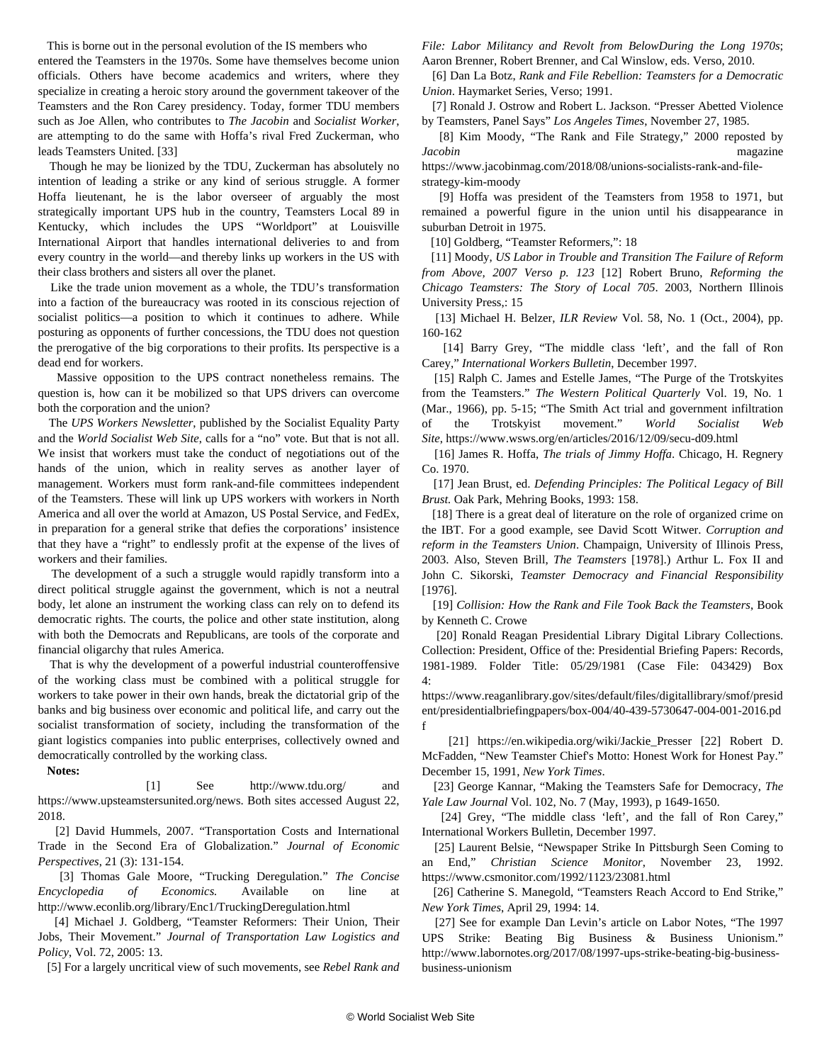This is borne out in the personal evolution of the IS members who entered the Teamsters in the 1970s. Some have themselves become union officials. Others have become academics and writers, where they specialize in creating a heroic story around the government takeover of the Teamsters and the Ron Carey presidency. Today, former TDU members such as Joe Allen, who contributes to *The Jacobin* and *Socialist Worker*, are attempting to do the same with Hoffa's rival Fred Zuckerman, who leads Teamsters United. [33]

Though he may be lionized by the TDU, Zuckerman has absolutely no intention of leading a strike or any kind of serious struggle. A former Hoffa lieutenant, he is the labor overseer of arguably the most strategically important UPS hub in the country, Teamsters Local 89 in Kentucky, which includes the UPS "Worldport" at Louisville International Airport that handles international deliveries to and from every country in the world—and thereby links up workers in the US with their class brothers and sisters all over the planet.

Like the trade union movement as a whole, the TDU's transformation into a faction of the bureaucracy was rooted in its conscious rejection of socialist politics—a position to which it continues to adhere. While posturing as opponents of further concessions, the TDU does not question the prerogative of the big corporations to their profits. Its perspective is a dead end for workers.

Massive opposition to the UPS contract nonetheless remains. The question is, how can it be mobilized so that UPS drivers can overcome both the corporation and the union?

The *UPS Workers Newsletter*, published by the Socialist Equality Party and the *World Socialist Web Site*, calls for a "no" vote. But that is not all. We insist that workers must take the conduct of negotiations out of the hands of the union, which in reality serves as another layer of management. Workers must form rank-and-file committees independent of the Teamsters. These will link up UPS workers with workers in North America and all over the world at Amazon, US Postal Service, and FedEx, in preparation for a general strike that defies the corporations' insistence that they have a "right" to endlessly profit at the expense of the lives of workers and their families.

The development of a such a struggle would rapidly transform into a direct political struggle against the government, which is not a neutral body, let alone an instrument the working class can rely on to defend its democratic rights. The courts, the police and other state institution, along with both the Democrats and Republicans, are tools of the corporate and financial oligarchy that rules America.

That is why the development of a powerful industrial counteroffensive of the working class must be combined with a political struggle for workers to take power in their own hands, break the dictatorial grip of the banks and big business over economic and political life, and carry out the socialist transformation of society, including the transformation of the giant logistics companies into public enterprises, collectively owned and democratically controlled by the working class.

**Notes:**

[1] See http://www.tdu.org/ and https://www.upsteamstersunited.org/news. Both sites accessed August 22, 2018.

[2] David Hummels, 2007. "Transportation Costs and International Trade in the Second Era of Globalization." *Journal of Economic Perspectives*, 21 (3): 131-154.

[3] Thomas Gale Moore, "Trucking Deregulation." *The Concise Encyclopedia of Economics.* Available on line at http://www.econlib.org/library/Enc1/TruckingDeregulation.html

[4] Michael J. Goldberg, "Teamster Reformers: Their Union, Their Jobs, Their Movement." *Journal of Transportation Law Logistics and Policy*, Vol. 72, 2005: 13.

[5] For a largely uncritical view of such movements, see *Rebel Rank and File: Labor Militancy and Revolt from BelowDuring the Long 1970s*; Aaron Brenner, Robert Brenner, and Cal Winslow, eds. Verso, 2010.

[6] Dan La Botz, *Rank and File Rebellion: Teamsters for a Democratic Union*. Haymarket Series, Verso; 1991.

[7] Ronald J. Ostrow and Robert L. Jackson. "Presser Abetted Violence by Teamsters, Panel Says" *Los Angeles Times*, November 27, 1985.

[8] Kim Moody, "The Rank and File Strategy," 2000 reposted by *Jacobin* magazine https://www.jacobinmag.com/2018/08/unions-socialists-rank-and-file-strategy-kim-moody

[9] Hoffa was president of the Teamsters from 1958 to 1971, but remained a powerful figure in the union until his disappearance in suburban Detroit in 1975.

[10] Goldberg, "Teamster Reformers,": 18

[11] Moody, *US Labor in Trouble and Transition The Failure of Reform from Above, 2007 Verso p. 123* [12] Robert Bruno, *Reforming the Chicago Teamsters: The Story of Local 705*. 2003, Northern Illinois University Press,: 15

[13] Michael H. Belzer, *ILR Review* Vol. 58, No. 1 (Oct., 2004), pp. 160-162

[14] Barry Grey, "The middle class 'left', and the fall of Ron Carey," *International Workers Bulletin*, December 1997.

[15] Ralph C. James and Estelle James, "The Purge of the Trotskyites from the Teamsters." *The Western Political Quarterly* Vol. 19, No. 1 (Mar., 1966), pp. 5-15; "The Smith Act trial and government infiltration of the Trotskyist movement." *World Socialist Web Site*, https://www.wsws.org/en/articles/2016/12/09/secu-d09.html

[16] James R. Hoffa, *The trials of Jimmy Hoffa*. Chicago, H. Regnery Co. 1970.

[17] Jean Brust, ed. *Defending Principles: The Political Legacy of Bill Brust.* Oak Park, Mehring Books, 1993: 158.

[18] There is a great deal of literature on the role of organized crime on the IBT. For a good example, see David Scott Witwer. *Corruption and reform in the Teamsters Union*. Champaign, University of Illinois Press, 2003. Also, Steven Brill, *The Teamsters* [1978].) Arthur L. Fox II and John C. Sikorski, *Teamster Democracy and Financial Responsibility* [1976].

[19] *Collision: How the Rank and File Took Back the Teamsters*, Book by Kenneth C. Crowe

[20] Ronald Reagan Presidential Library Digital Library Collections. Collection: President, Office of the: Presidential Briefing Papers: Records, 1981-1989. Folder Title: 05/29/1981 (Case File: 043429) Box 4: https://www.reaganlibrary.gov/sites/default/files/digitallibrary/smof/president/presidentialbriefingpapers/box-004/40-439-5730647-004-001-2016.pdf

[21] https://en.wikipedia.org/wiki/Jackie_Presser [22] Robert D. McFadden, "New Teamster Chief's Motto: Honest Work for Honest Pay." December 15, 1991, *New York Times*.

[23] George Kannar, "Making the Teamsters Safe for Democracy, *The Yale Law Journal* Vol. 102, No. 7 (May, 1993), p 1649-1650.

[24] Grey, "The middle class 'left', and the fall of Ron Carey," International Workers Bulletin, December 1997.

[25] Laurent Belsie, "Newspaper Strike In Pittsburgh Seen Coming to an End," *Christian Science Monitor*, November 23, 1992. https://www.csmonitor.com/1992/1123/23081.html

[26] Catherine S. Manegold, "Teamsters Reach Accord to End Strike," *New York Times*, April 29, 1994: 14.

[27] See for example Dan Levin's article on Labor Notes, "The 1997 UPS Strike: Beating Big Business & Business Unionism." http://www.labornotes.org/2017/08/1997-ups-strike-beating-big-business-business-unionism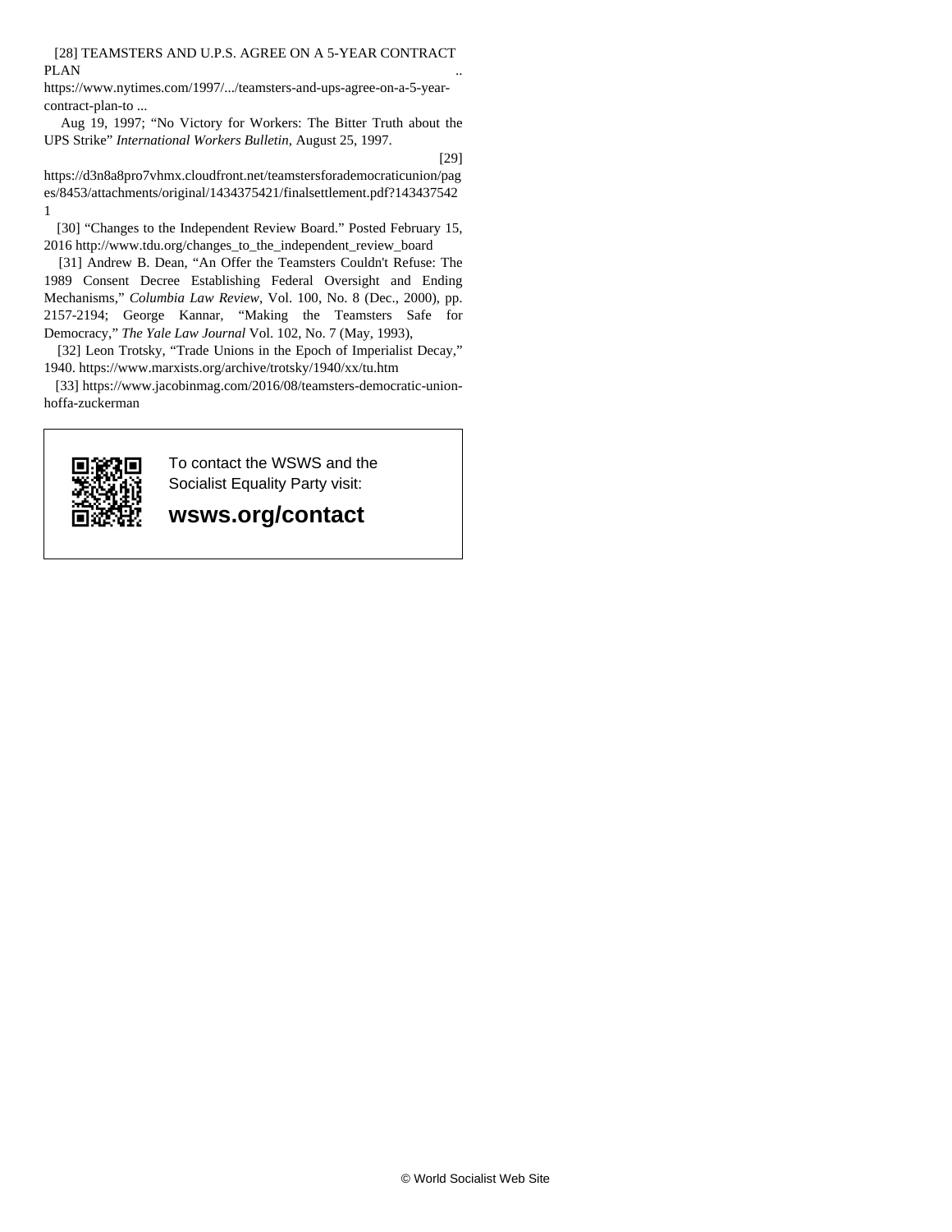[28] TEAMSTERS AND U.P.S. AGREE ON A 5-YEAR CONTRACT PLAN .. https://www.nytimes.com/1997/.../teamsters-and-ups-agree-on-a-5-year-contract-plan-to ...

Aug 19, 1997; "No Victory for Workers: The Bitter Truth about the UPS Strike" *International Workers Bulletin*, August 25, 1997.

[29] https://d3n8a8pro7vhmx.cloudfront.net/teamstersforademocraticunion/pages/8453/attachments/original/1434375421/finalsettlement.pdf?1434375421

[30] "Changes to the Independent Review Board." Posted February 15, 2016 http://www.tdu.org/changes_to_the_independent_review_board

[31] Andrew B. Dean, "An Offer the Teamsters Couldn't Refuse: The 1989 Consent Decree Establishing Federal Oversight and Ending Mechanisms," *Columbia Law Review*, Vol. 100, No. 8 (Dec., 2000), pp. 2157-2194; George Kannar, "Making the Teamsters Safe for Democracy," *The Yale Law Journal* Vol. 102, No. 7 (May, 1993),

[32] Leon Trotsky, "Trade Unions in the Epoch of Imperialist Decay," 1940. https://www.marxists.org/archive/trotsky/1940/xx/tu.htm

[33] https://www.jacobinmag.com/2016/08/teamsters-democratic-union-hoffa-zuckerman

To contact the WSWS and the Socialist Equality Party visit:

**wsws.org/contact**